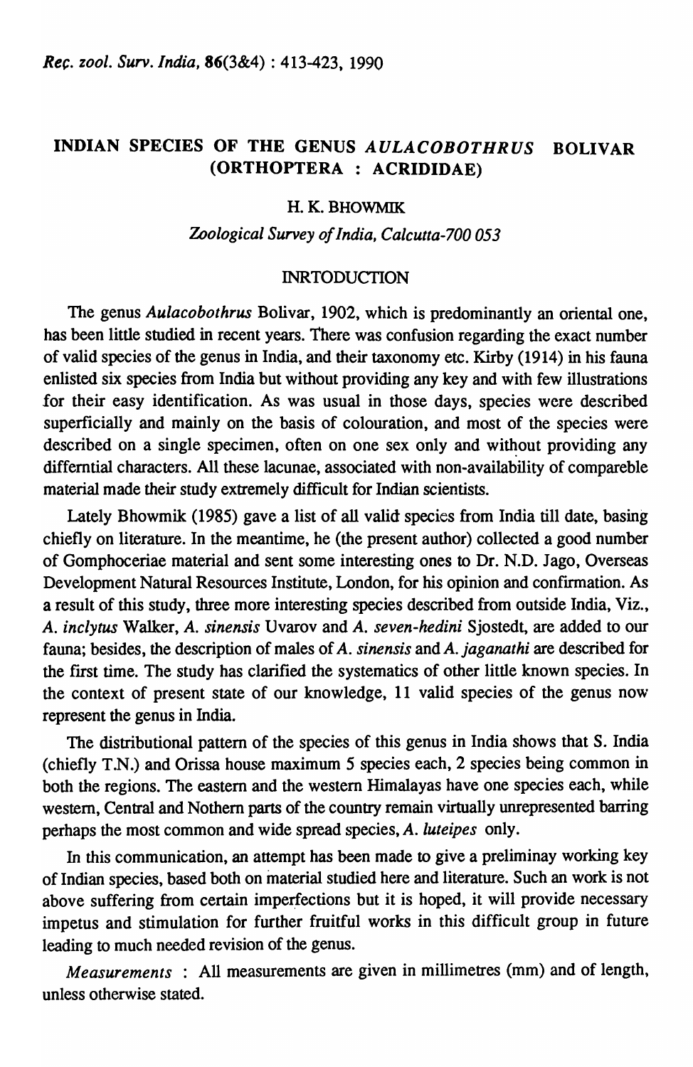# INDIAN SPECIES OF THE GENUS *AULACOBOTHRUS* BOLIVAR (ORTHOPTERA : ACRIDIDAE)

H. K. BHOWMIK

*Zoological Survey of India, Calcutta-700 053*

## INRTODUCTION

The genus *Aulacobothrus* Bolivar, 1902, which is predominantly an oriental one, has been little studied in recent years. There was confusion regarding the exact number of valid species of the genus in India, and their taxonomy etc. Kirby (1914) in his fauna enlisted six species from India but without providing any key and with few illustrations for their easy identification. As was usual in those days, species were described superficially and mainly on the basis of colouration, and most of the species were described on a single specimen, often on one sex only and without providing any differntial characters. All these lacunae, associated with non-availability of compareble material made their study extremely difficult for Indian scientists.

Lately Bhowmik (1985) gave a list of all valid species from India till date, basing chiefly on literature. In the meantime, he (the present author) collected a good number of Gomphoceriae material and sent some interesting ones to Dr. N.D. Jago, Overseas Development Natural Resources Institute, London, for his opinion and confirmation. As a result of this study, three more interesting species described from outside India, Viz., *A. inclytus* Walker, *A. sinensis* Uvarov and *A. seven-hedini* Sjostedt, are added to our fauna; besides, the description of males of *A. sinensis* and *A. jaganathi* are described for the first time. The study has clarified the systematics of other little known species. In the context of present state of our knowledge, 11 valid species of the genus now represent the genus in India.

The distributional pattern of the species of this genus in India shows that S. India (chiefly T.N.) and Orissa house maximum 5 species each, 2 species being common in both the regions. The eastern and the western Himalayas have one species each, while western, Central and Nothern parts of the country remain virtually unrepresented barring perhaps the most common and wide spread species, *A. luteipes* only.

In this communication, an attempt has been made to give a preliminay working key of Indian species, based both on material studied here and literature. Such an work is not above suffering from certain imperfections but it is hoped, it will provide necessary impetus and stimulation for further fruitful works in this difficult group in future leading to much needed revision of the genus.

*Measurements* : All measurements are given in millimetres (mm) and of length, unless otherwise stated.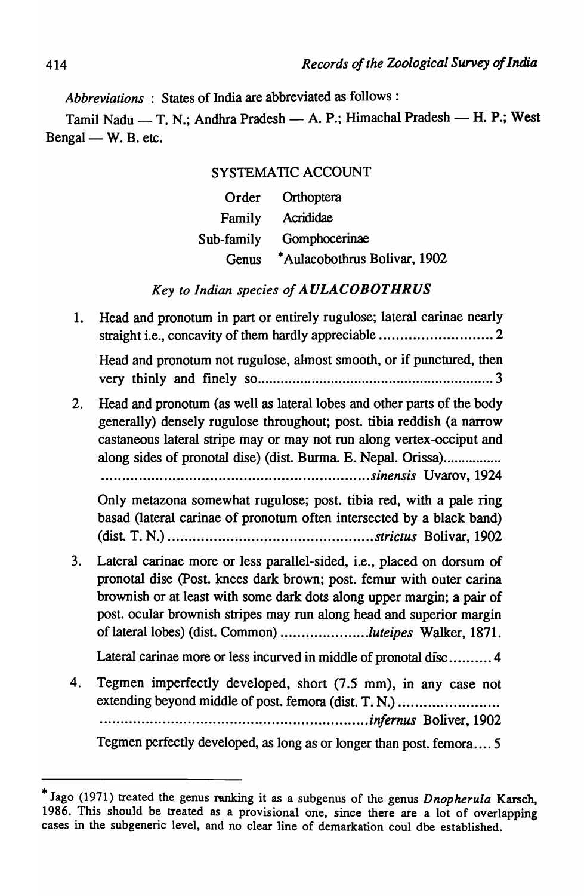*Abbreviations* : States of India are abbreviated as follows :

Tamil Nadu — T. N.; Andhra Pradesh — A. P.; Himachal Pradesh — H. P.; West Bengal — W. B. etc.

## SYSTEMATIC ACCOUNT

| | |
|---|---|
| Order | Orthoptera |
| Family | Acrididae |
| Sub-family | Gomphocerinae |
| Genus | *Aulacobothrus Bolivar, 1902 |

### *Key to Indian species of AULACOBOTHRUS*

1. Head and pronotum in part or entirely rugulose; lateral carinae nearly straight i.e., concavity of them hardly appreciable ............................ 2

   Head and pronotum not rugulose, almost smooth, or if punctured, then very thinly and finely so............................................................. 3

2. Head and pronotum (as well as lateral lobes and other parts of the body generally) densely rugulose throughout; post. tibia reddish (a narrow castaneous lateral stripe may or may not run along vertex-occiput and along sides of pronotal disc) (dist. Burma. E. Nepal. Orissa)................ .................................................................*sinensis* Uvarov, 1924

   Only metazona somewhat rugulose; post. tibia red, with a pale ring basad (lateral carinae of pronotum often intersected by a black band) (dist. T. N.) .................................................*strictus* Bolivar, 1902

3. Lateral carinae more or less parallel-sided, i.e., placed on dorsum of pronotal disc (Post. knees dark brown; post. femur with outer carina brownish or at least with some dark dots along upper margin; a pair of post. ocular brownish stripes may run along head and superior margin of lateral lobes) (dist. Common) .....................*luteipes* Walker, 1871.

   Lateral carinae more or less incurved in middle of pronotal disc.......... 4

4. Tegmen imperfectly developed, short (7.5 mm), in any case not extending beyond middle of post. femora (dist. T. N.) ........................ ...............................................................*infernus* Boliver, 1902

   Tegmen perfectly developed, as long as or longer than post. femora.... 5

---

* Jago (1971) treated the genus ranking it as a subgenus of the genus *Dnopherula* Karsch, 1986. This should be treated as a provisional one, since there are a lot of overlapping cases in the subgeneric level, and no clear line of demarkation coul dbe established.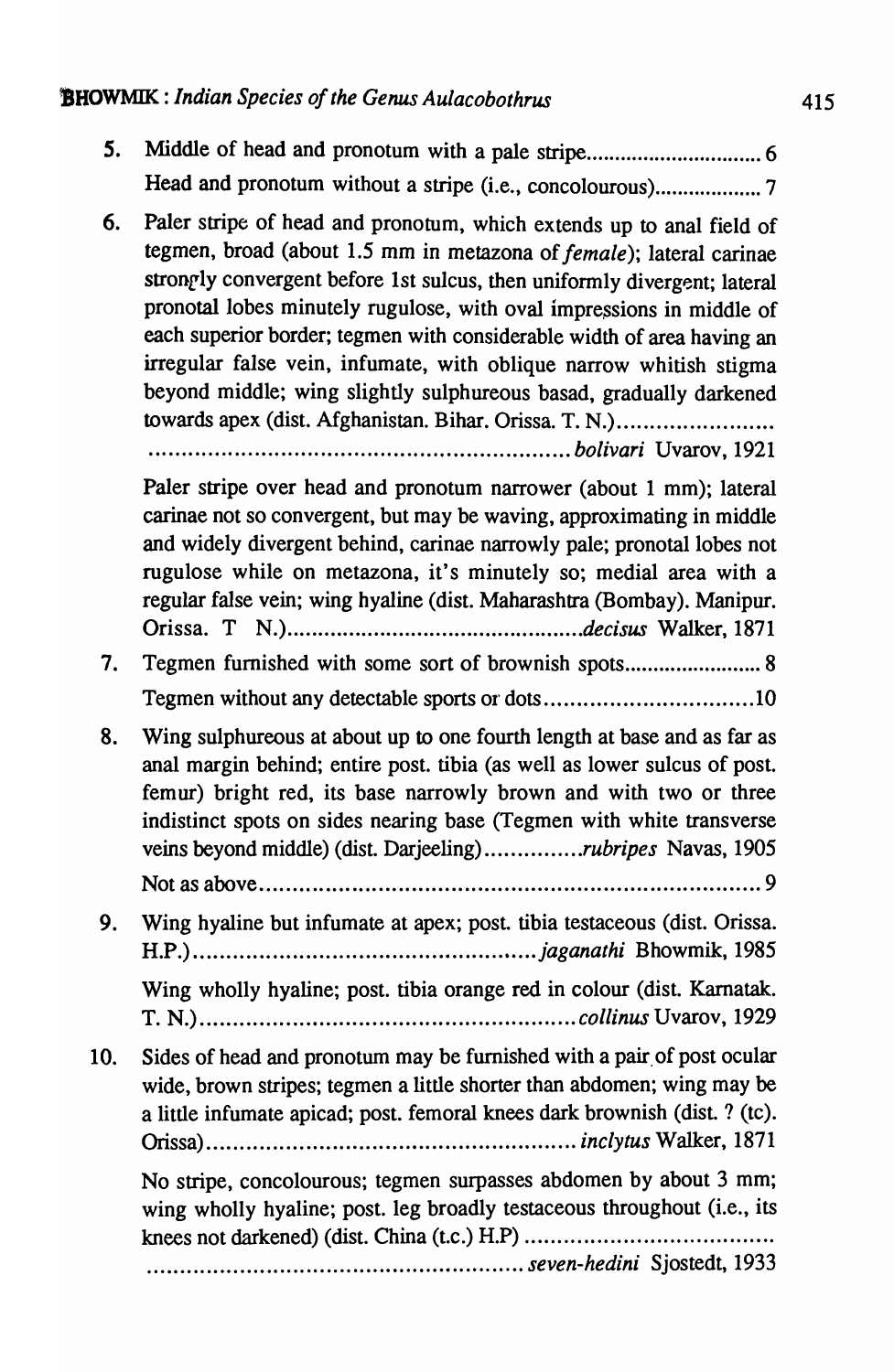5. Middle of head and pronotum with a pale stripe.............................. 6

   Head and pronotum without a stripe (i.e., concolourous).................. 7

6. Paler stripe of head and pronotum, which extends up to anal field of tegmen, broad (about 1.5 mm in metazona of *female*); lateral carinae strongly convergent before 1st sulcus, then uniformly divergent; lateral pronotal lobes minutely rugulose, with oval impressions in middle of each superior border; tegmen with considerable width of area having an irregular false vein, infumate, with oblique narrow whitish stigma beyond middle; wing slightly sulphureous basad, gradually darkened towards apex (dist. Afghanistan. Bihar. Orissa. T. N.)........................ ............................................................. *bolivari* Uvarov, 1921

   Paler stripe over head and pronotum narrower (about 1 mm); lateral carinae not so convergent, but may be waving, approximating in middle and widely divergent behind, carinae narrowly pale; pronotal lobes not rugulose while on metazona, it's minutely so; medial area with a regular false vein; wing hyaline (dist. Maharashtra (Bombay). Manipur. Orissa. T N.)............................................... *decisus* Walker, 1871

7. Tegmen furnished with some sort of brownish spots........................ 8

   Tegmen without any detectable sports or dots................................ 10

8. Wing sulphureous at about up to one fourth length at base and as far as anal margin behind; entire post. tibia (as well as lower sulcus of post. femur) bright red, its base narrowly brown and with two or three indistinct spots on sides nearing base (Tegmen with white transverse veins beyond middle) (dist. Darjeeling)..............*rubripes* Navas, 1905

   Not as above........................................................................... 9

9. Wing hyaline but infumate at apex; post. tibia testaceous (dist. Orissa. H.P.).................................................. *jaganathi* Bhowmik, 1985

   Wing wholly hyaline; post. tibia orange red in colour (dist. Karnatak. T. N.)........................................................ *collinus* Uvarov, 1929

10. Sides of head and pronotum may be furnished with a pair of post ocular wide, brown stripes; tegmen a little shorter than abdomen; wing may be a little infumate apicad; post. femoral knees dark brownish (dist. ? (tc). Orissa)....................................................... *inclytus* Walker, 1871

    No stripe, concolourous; tegmen surpasses abdomen by about 3 mm; wing wholly hyaline; post. leg broadly testaceous throughout (i.e., its knees not darkened) (dist. China (t.c.) H.P) ..................................... ......................................................... *seven-hedini* Sjostedt, 1933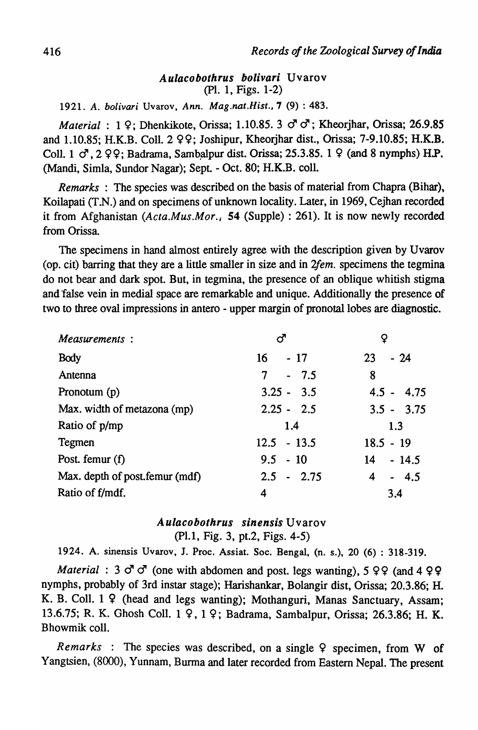### *Aulacobothrus bolivari* Uvarov
(Pl. 1, Figs. 1-2)

1921. *A. bolivari* Uvarov, *Ann. Mag.nat.Hist.*, 7 (9) : 483.

*Material* : 1 ♀; Dhenkikote, Orissa; 1.10.85. 3 ♂♂; Kheorjhar, Orissa; 26.9.85 and 1.10.85; H.K.B. Coll. 2 ♀♀; Joshipur, Kheorjhar dist., Orissa; 7-9.10.85; H.K.B. Coll. 1 ♂, 2 ♀♀; Badrama, Sambalpur dist. Orissa; 25.3.85. 1 ♀ (and 8 nymphs) H.P. (Mandi, Simla, Sundor Nagar); Sept. - Oct. 80; H.K.B. coll.

*Remarks* : The species was described on the basis of material from Chapra (Bihar), Koilapati (T.N.) and on specimens of unknown locality. Later, in 1969, Cejhan recorded it from Afghanistan (*Acta.Mus.Mor.*, 54 (Supple) : 261). It is now newly recorded from Orissa.

The specimens in hand almost entirely agree with the description given by Uvarov (op. cit) barring that they are a little smaller in size and in *2fem.* specimens the tegmina do not bear and dark spot. But, in tegmina, the presence of an oblique whitish stigma and false vein in medial space are remarkable and unique. Additionally the presence of two to three oval impressions in antero - upper margin of pronotal lobes are diagnostic.

| *Measurements* : | ♂ | ♀ |
|---|---|---|
| Body | 16 - 17 | 23 - 24 |
| Antenna | 7 - 7.5 | 8 |
| Pronotum (p) | 3.25 - 3.5 | 4.5 - 4.75 |
| Max. width of metazona (mp) | 2.25 - 2.5 | 3.5 - 3.75 |
| Ratio of p/mp | 1.4 | 1.3 |
| Tegmen | 12.5 - 13.5 | 18.5 - 19 |
| Post. femur (f) | 9.5 - 10 | 14 - 14.5 |
| Max. depth of post.femur (mdf) | 2.5 - 2.75 | 4 - 4.5 |
| Ratio of f/mdf. | 4 | 3.4 |

### *Aulacobothrus sinensis* Uvarov
(Pl.1, Fig. 3, pt.2, Figs. 4-5)

1924. A. sinensis Uvarov, J. Proc. Assiat. Soc. Bengal, (n. s.), 20 (6) : 318-319.

*Material* : 3 ♂♂ (one with abdomen and post. legs wanting), 5 ♀♀ (and 4 ♀♀ nymphs, probably of 3rd instar stage); Harishankar, Bolangir dist, Orissa; 20.3.86; H. K. B. Coll. 1 ♀ (head and legs wanting); Mothanguri, Manas Sanctuary, Assam; 13.6.75; R. K. Ghosh Coll. 1 ♀, 1 ♀; Badrama, Sambalpur, Orissa; 26.3.86; H. K. Bhowmik coll.

*Remarks* : The species was described, on a single ♀ specimen, from W of Yangtsien, (8000), Yunnam, Burma and later recorded from Eastern Nepal. The present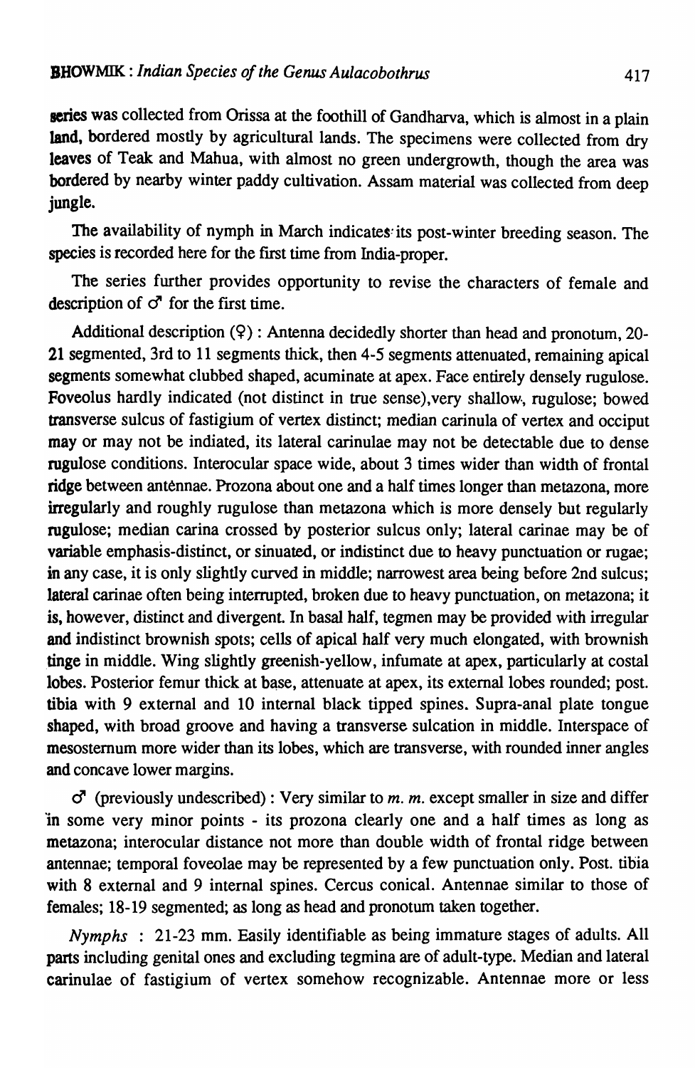series was collected from Orissa at the foothill of Gandharva, which is almost in a plain land, bordered mostly by agricultural lands. The specimens were collected from dry leaves of Teak and Mahua, with almost no green undergrowth, though the area was bordered by nearby winter paddy cultivation. Assam material was collected from deep jungle.

The availability of nymph in March indicates its post-winter breeding season. The species is recorded here for the first time from India-proper.

The series further provides opportunity to revise the characters of female and description of ♂ for the first time.

Additional description (♀) : Antenna decidedly shorter than head and pronotum, 20-21 segmented, 3rd to 11 segments thick, then 4-5 segments attenuated, remaining apical segments somewhat clubbed shaped, acuminate at apex. Face entirely densely rugulose. Foveolus hardly indicated (not distinct in true sense), very shallow, rugulose; bowed transverse sulcus of fastigium of vertex distinct; median carinula of vertex and occiput may or may not be indiated, its lateral carinulae may not be detectable due to dense rugulose conditions. Interocular space wide, about 3 times wider than width of frontal ridge between antènnae. Prozona about one and a half times longer than metazona, more irregularly and roughly rugulose than metazona which is more densely but regularly rugulose; median carina crossed by posterior sulcus only; lateral carinae may be of variable emphasis-distinct, or sinuated, or indistinct due to heavy punctuation or rugae; in any case, it is only slightly curved in middle; narrowest area being before 2nd sulcus; lateral carinae often being interrupted, broken due to heavy punctuation, on metazona; it is, however, distinct and divergent. In basal half, tegmen may be provided with irregular and indistinct brownish spots; cells of apical half very much elongated, with brownish tinge in middle. Wing slightly greenish-yellow, infumate at apex, particularly at costal lobes. Posterior femur thick at base, attenuate at apex, its external lobes rounded; post. tibia with 9 external and 10 internal black tipped spines. Supra-anal plate tongue shaped, with broad groove and having a transverse sulcation in middle. Interspace of mesosternum more wider than its lobes, which are transverse, with rounded inner angles and concave lower margins.

♂ (previously undescribed) : Very similar to *m. m.* except smaller in size and differ in some very minor points - its prozona clearly one and a half times as long as metazona; interocular distance not more than double width of frontal ridge between antennae; temporal foveolae may be represented by a few punctuation only. Post. tibia with 8 external and 9 internal spines. Cercus conical. Antennae similar to those of females; 18-19 segmented; as long as head and pronotum taken together.

*Nymphs* : 21-23 mm. Easily identifiable as being immature stages of adults. All parts including genital ones and excluding tegmina are of adult-type. Median and lateral carinulae of fastigium of vertex somehow recognizable. Antennae more or less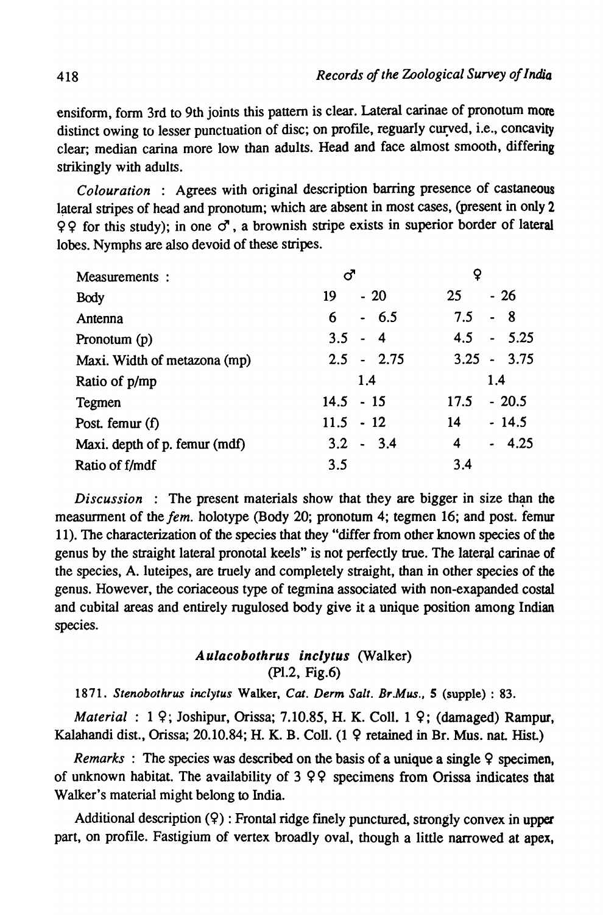ensiform, form 3rd to 9th joints this pattern is clear. Lateral carinae of pronotum more distinct owing to lesser punctuation of disc; on profile, reguarly curved, i.e., concavity clear; median carina more low than adults. Head and face almost smooth, differing strikingly with adults.

*Colouration* : Agrees with original description barring presence of castaneous lateral stripes of head and pronotum; which are absent in most cases, (present in only 2 ♀♀ for this study); in one ♂, a brownish stripe exists in superior border of lateral lobes. Nymphs are also devoid of these stripes.

| Measurements : | ♂ | ♀ |
|---|---|---|
| Body | 19 - 20 | 25 - 26 |
| Antenna | 6 - 6.5 | 7.5 - 8 |
| Pronotum (p) | 3.5 - 4 | 4.5 - 5.25 |
| Maxi. Width of metazona (mp) | 2.5 - 2.75 | 3.25 - 3.75 |
| Ratio of p/mp | 1.4 | 1.4 |
| Tegmen | 14.5 - 15 | 17.5 - 20.5 |
| Post. femur (f) | 11.5 - 12 | 14 - 14.5 |
| Maxi. depth of p. femur (mdf) | 3.2 - 3.4 | 4 - 4.25 |
| Ratio of f/mdf | 3.5 | 3.4 |

*Discussion* : The present materials show that they are bigger in size than the measurment of the *fem.* holotype (Body 20; pronotum 4; tegmen 16; and post. femur 11). The characterization of the species that they "differ from other known species of the genus by the straight lateral pronotal keels" is not perfectly true. The lateral carinae of the species, A. luteipes, are truely and completely straight, than in other species of the genus. However, the coriaceous type of tegmina associated with non-exapanded costal and cubital areas and entirely rugulosed body give it a unique position among Indian species.

### *Aulacobothrus inclytus* (Walker)
(Pl.2, Fig.6)

1871. *Stenobothrus inclytus* Walker, *Cat. Derm Salt. Br.Mus.*, **5** (supple) : 83.

*Material* : 1 ♀; Joshipur, Orissa; 7.10.85, H. K. Coll. 1 ♀; (damaged) Rampur, Kalahandi dist., Orissa; 20.10.84; H. K. B. Coll. (1 ♀ retained in Br. Mus. nat. Hist.)

*Remarks* : The species was described on the basis of a unique a single ♀ specimen, of unknown habitat. The availability of 3 ♀♀ specimens from Orissa indicates that Walker's material might belong to India.

Additional description (♀) : Frontal ridge finely punctured, strongly convex in upper part, on profile. Fastigium of vertex broadly oval, though a little narrowed at apex,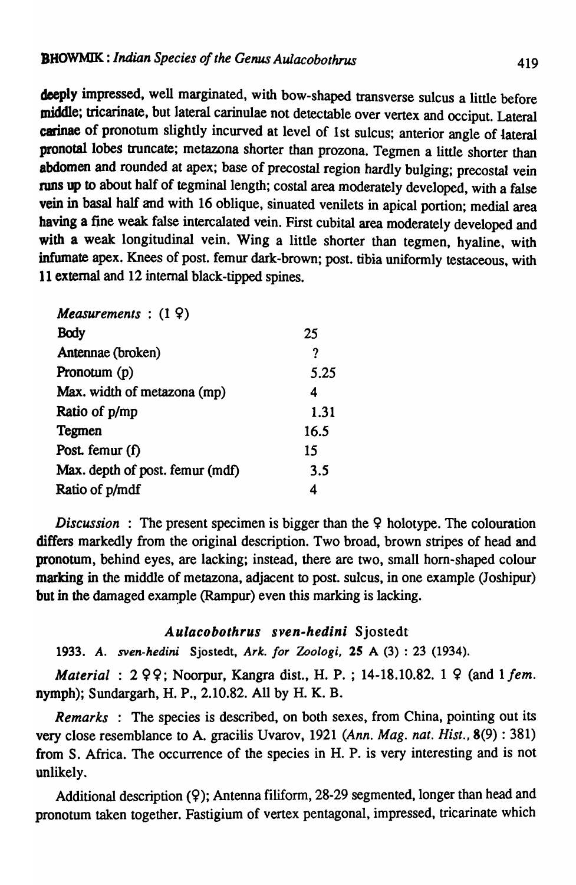deeply impressed, well marginated, with bow-shaped transverse sulcus a little before middle; tricarinate, but lateral carinulae not detectable over vertex and occiput. Lateral carinae of pronotum slightly incurved at level of 1st sulcus; anterior angle of lateral pronotal lobes truncate; metazona shorter than prozona. Tegmen a little shorter than abdomen and rounded at apex; base of precostal region hardly bulging; precostal vein runs up to about half of tegminal length; costal area moderately developed, with a false vein in basal half and with 16 oblique, sinuated venilets in apical portion; medial area having a fine weak false intercalated vein. First cubital area moderately developed and with a weak longitudinal vein. Wing a little shorter than tegmen, hyaline, with infumate apex. Knees of post. femur dark-brown; post. tibia uniformly testaceous, with 11 external and 12 internal black-tipped spines.

| *Measurements* : (1 ♀) | |
|---|---|
| Body | 25 |
| Antennae (broken) | ? |
| Pronotum (p) | 5.25 |
| Max. width of metazona (mp) | 4 |
| Ratio of p/mp | 1.31 |
| Tegmen | 16.5 |
| Post. femur (f) | 15 |
| Max. depth of post. femur (mdf) | 3.5 |
| Ratio of p/mdf | 4 |

*Discussion* : The present specimen is bigger than the ♀ holotype. The colouration differs markedly from the original description. Two broad, brown stripes of head and pronotum, behind eyes, are lacking; instead, there are two, small horn-shaped colour marking in the middle of metazona, adjacent to post. sulcus, in one example (Joshipur) but in the damaged example (Rampur) even this marking is lacking.

### *Aulacobothrus sven-hedini* Sjostedt

1933. *A. sven-hedini* Sjostedt, *Ark. for Zoologi*, **25** A (3) : 23 (1934).

*Material* : 2 ♀♀; Noorpur, Kangra dist., H. P. ; 14-18.10.82. 1 ♀ (and 1 *fem.* nymph); Sundargarh, H. P., 2.10.82. All by H. K. B.

*Remarks* : The species is described, on both sexes, from China, pointing out its very close resemblance to A. gracilis Uvarov, 1921 (*Ann. Mag. nat. Hist.*, **8**(9) : 381) from S. Africa. The occurrence of the species in H. P. is very interesting and is not unlikely.

Additional description (♀); Antenna filiform, 28-29 segmented, longer than head and pronotum taken together. Fastigium of vertex pentagonal, impressed, tricarinate which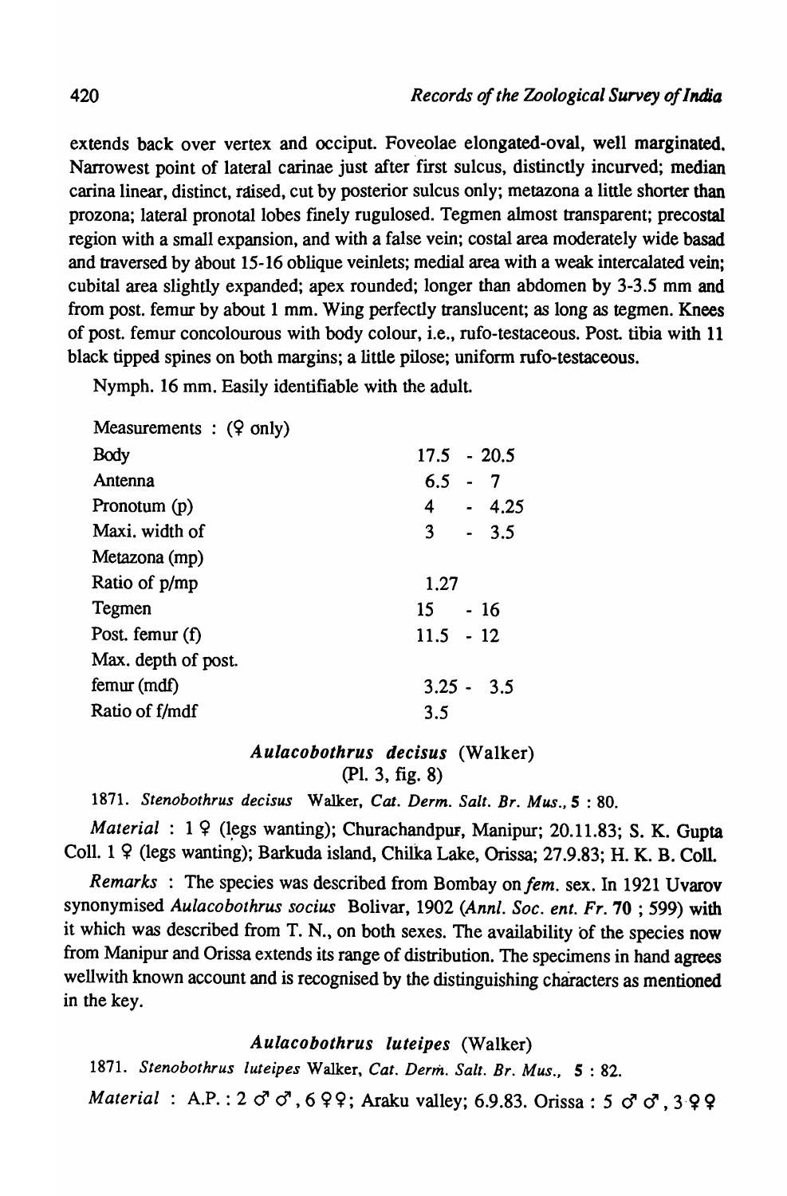extends back over vertex and occiput. Foveolae elongated-oval, well marginated. Narrowest point of lateral carinae just after first sulcus, distinctly incurved; median carina linear, distinct, raised, cut by posterior sulcus only; metazona a little shorter than prozona; lateral pronotal lobes finely rugulosed. Tegmen almost transparent; precostal region with a small expansion, and with a false vein; costal area moderately wide basad and traversed by about 15-16 oblique veinlets; medial area with a weak intercalated vein; cubital area slightly expanded; apex rounded; longer than abdomen by 3-3.5 mm and from post. femur by about 1 mm. Wing perfectly translucent; as long as tegmen. Knees of post. femur concolourous with body colour, i.e., rufo-testaceous. Post. tibia with 11 black tipped spines on both margins; a little pilose; uniform rufo-testaceous.

Nymph. 16 mm. Easily identifiable with the adult.

| Measurements : (♀ only) | |
|---|---|
| Body | 17.5 - 20.5 |
| Antenna | 6.5 - 7 |
| Pronotum (p) | 4 - 4.25 |
| Maxi. width of Metazona (mp) | 3 - 3.5 |
| Ratio of p/mp | 1.27 |
| Tegmen | 15 - 16 |
| Post. femur (f) | 11.5 - 12 |
| Max. depth of post. femur (mdf) | 3.25 - 3.5 |
| Ratio of f/mdf | 3.5 |

### *Aulacobothrus decisus* (Walker)
(Pl. 3, fig. 8)

1871. *Stenobothrus decisus* Walker, *Cat. Derm. Salt. Br. Mus.*, **5** : 80.

*Material* : 1 ♀ (legs wanting); Churachandpur, Manipur; 20.11.83; S. K. Gupta Coll. 1 ♀ (legs wanting); Barkuda island, Chilka Lake, Orissa; 27.9.83; H. K. B. Coll.

*Remarks* : The species was described from Bombay on *fem.* sex. In 1921 Uvarov synonymised *Aulacobothrus socius* Bolivar, 1902 (*Annl. Soc. ent. Fr.* **70** ; 599) with it which was described from T. N., on both sexes. The availability of the species now from Manipur and Orissa extends its range of distribution. The specimens in hand agrees wellwith known account and is recognised by the distinguishing characters as mentioned in the key.

### *Aulacobothrus luteipes* (Walker)

1871. *Stenobothrus luteipes* Walker, *Cat. Derm. Salt. Br. Mus.*, **5** : 82.

*Material* : A.P. : 2 ♂♂, 6 ♀♀; Araku valley; 6.9.83. Orissa : 5 ♂♂, 3 ♀♀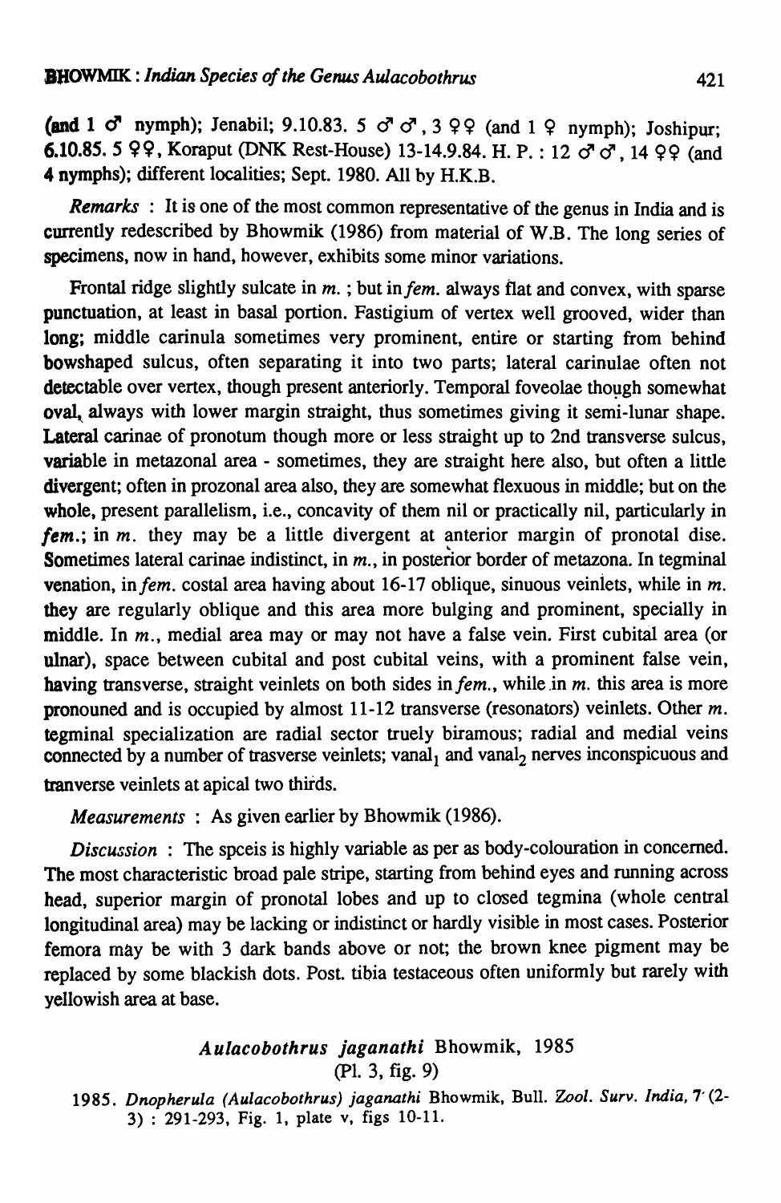(and 1 ♂ nymph); Jenabil; 9.10.83. 5 ♂♂, 3 ♀♀ (and 1 ♀ nymph); Joshipur; 6.10.85. 5 ♀♀, Koraput (DNK Rest-House) 13-14.9.84. H. P. : 12 ♂♂, 14 ♀♀ (and 4 nymphs); different localities; Sept. 1980. All by H.K.B.

*Remarks* : It is one of the most common representative of the genus in India and is currently redescribed by Bhowmik (1986) from material of W.B. The long series of specimens, now in hand, however, exhibits some minor variations.

Frontal ridge slightly sulcate in *m.* ; but in *fem.* always flat and convex, with sparse punctuation, at least in basal portion. Fastigium of vertex well grooved, wider than long; middle carinula sometimes very prominent, entire or starting from behind bowshaped sulcus, often separating it into two parts; lateral carinulae often not detectable over vertex, though present anteriorly. Temporal foveolae though somewhat oval, always with lower margin straight, thus sometimes giving it semi-lunar shape. Lateral carinae of pronotum though more or less straight up to 2nd transverse sulcus, variable in metazonal area - sometimes, they are straight here also, but often a little divergent; often in prozonal area also, they are somewhat flexuous in middle; but on the whole, present parallelism, i.e., concavity of them nil or practically nil, particularly in *fem.*; in *m.* they may be a little divergent at anterior margin of pronotal disc. Sometimes lateral carinae indistinct, in *m.*, in posterior border of metazona. In tegminal venation, in *fem.* costal area having about 16-17 oblique, sinuous veinlets, while in *m.* they are regularly oblique and this area more bulging and prominent, specially in middle. In *m.*, medial area may or may not have a false vein. First cubital area (or ulnar), space between cubital and post cubital veins, with a prominent false vein, having transverse, straight veinlets on both sides in *fem.*, while in *m.* this area is more pronouned and is occupied by almost 11-12 transverse (resonators) veinlets. Other *m.* tegminal specialization are radial sector truely biramous; radial and medial veins connected by a number of trasverse veinlets; $vanal_1$ and $vanal_2$ nerves inconspicuous and tranverse veinlets at apical two thirds.

*Measurements* : As given earlier by Bhowmik (1986).

*Discussion* : The spceis is highly variable as per as body-colouration in concerned. The most characteristic broad pale stripe, starting from behind eyes and running across head, superior margin of pronotal lobes and up to closed tegmina (whole central longitudinal area) may be lacking or indistinct or hardly visible in most cases. Posterior femora may be with 3 dark bands above or not; the brown knee pigment may be replaced by some blackish dots. Post. tibia testaceous often uniformly but rarely with yellowish area at base.

### *Aulacobothrus jaganathi* Bhowmik, 1985
(Pl. 3, fig. 9)

1985. *Dnopherula (Aulacobothrus) jaganathi* Bhowmik, Bull. Zool. Surv. India, 7 (2-3) : 291-293, Fig. 1, plate v, figs 10-11.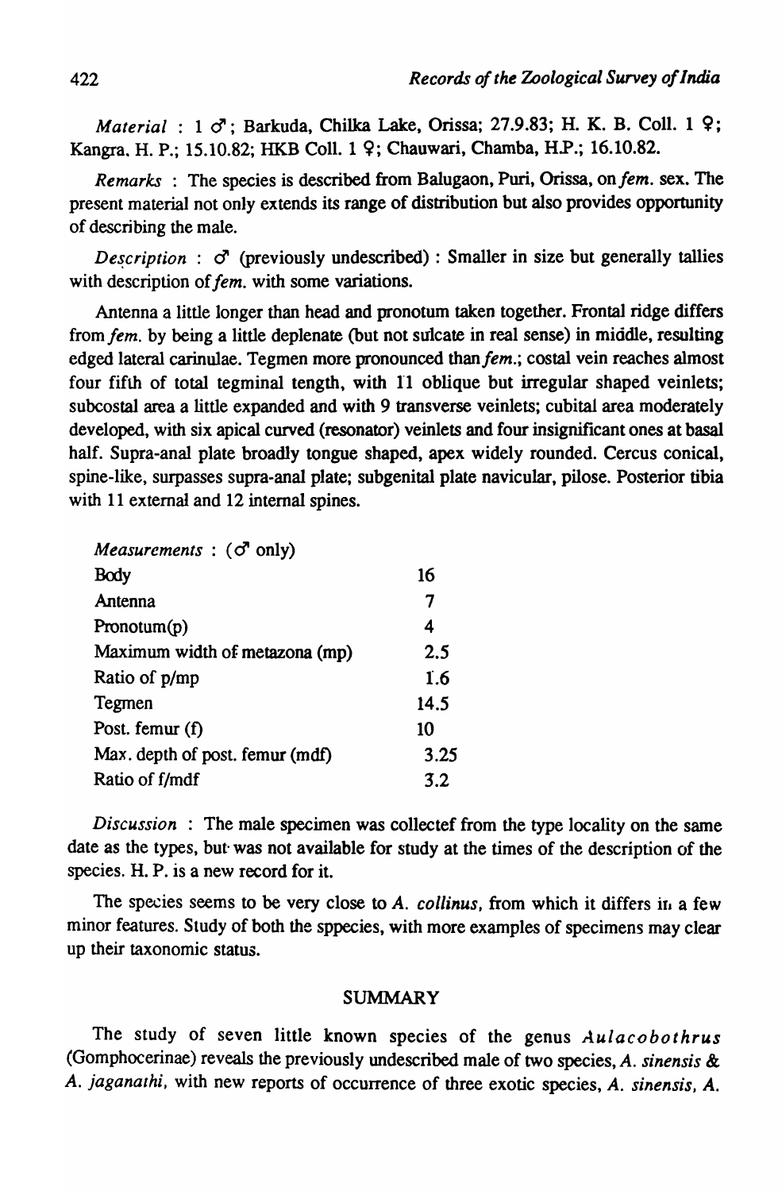*Material* : 1 ♂; Barkuda, Chilka Lake, Orissa; 27.9.83; H. K. B. Coll. 1 ♀; Kangra. H. P.; 15.10.82; HKB Coll. 1 ♀; Chauwari, Chamba, H.P.; 16.10.82.

*Remarks* : The species is described from Balugaon, Puri, Orissa, on *fem.* sex. The present material not only extends its range of distribution but also provides opportunity of describing the male.

*Description* : ♂ (previously undescribed) : Smaller in size but generally tallies with description of *fem.* with some variations.

Antenna a little longer than head and pronotum taken together. Frontal ridge differs from *fem.* by being a little deplenate (but not sulcate in real sense) in middle, resulting edged lateral carinulae. Tegmen more pronounced than *fem.*; costal vein reaches almost four fifth of total tegminal tength, with 11 oblique but irregular shaped veinlets; subcostal area a little expanded and with 9 transverse veinlets; cubital area moderately developed, with six apical curved (resonator) veinlets and four insignificant ones at basal half. Supra-anal plate broadly tongue shaped, apex widely rounded. Cercus conical, spine-like, surpasses supra-anal plate; subgenital plate navicular, pilose. Posterior tibia with 11 external and 12 internal spines.

| *Measurements* : (♂ only) | |
|---|---|
| Body | 16 |
| Antenna | 7 |
| Pronotum(p) | 4 |
| Maximum width of metazona (mp) | 2.5 |
| Ratio of p/mp | 1.6 |
| Tegmen | 14.5 |
| Post. femur (f) | 10 |
| Max. depth of post. femur (mdf) | 3.25 |
| Ratio of f/mdf | 3.2 |

*Discussion* : The male specimen was collectef from the type locality on the same date as the types, but was not available for study at the times of the description of the species. H. P. is a new record for it.

The species seems to be very close to *A. collinus*, from which it differs in a few minor features. Study of both the sppecies, with more examples of specimens may clear up their taxonomic status.

## SUMMARY

The study of seven little known species of the genus *Aulacobothrus* (Gomphocerinae) reveals the previously undescribed male of two species, *A. sinensis* & *A. jaganathi*, with new reports of occurrence of three exotic species, *A. sinensis*, *A.*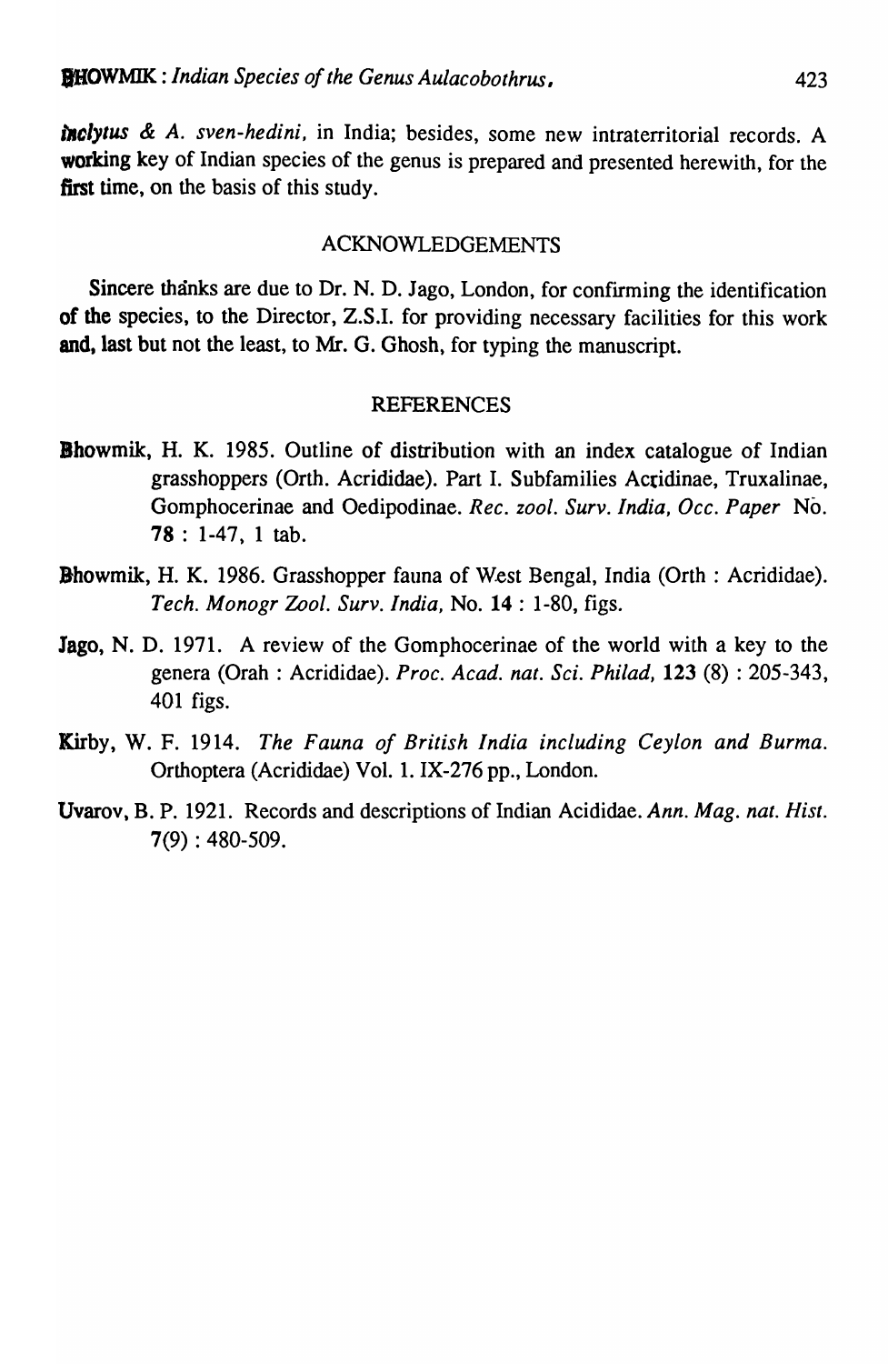*inclytus* & *A. sven-hedini*, in India; besides, some new intraterritorial records. A working key of Indian species of the genus is prepared and presented herewith, for the first time, on the basis of this study.

## ACKNOWLEDGEMENTS

Sincere thanks are due to Dr. N. D. Jago, London, for confirming the identification of the species, to the Director, Z.S.I. for providing necessary facilities for this work and, last but not the least, to Mr. G. Ghosh, for typing the manuscript.

## REFERENCES

Bhowmik, H. K. 1985. Outline of distribution with an index catalogue of Indian grasshoppers (Orth. Acrididae). Part I. Subfamilies Acridinae, Truxalinae, Gomphocerinae and Oedipodinae. *Rec. zool. Surv. India, Occ. Paper* No. **78** : 1-47, 1 tab.

Bhowmik, H. K. 1986. Grasshopper fauna of West Bengal, India (Orth : Acrididae). *Tech. Monogr Zool. Surv. India*, No. **14** : 1-80, figs.

Jago, N. D. 1971. A review of the Gomphocerinae of the world with a key to the genera (Orah : Acrididae). *Proc. Acad. nat. Sci. Philad*, **123** (8) : 205-343, 401 figs.

Kirby, W. F. 1914. *The Fauna of British India including Ceylon and Burma*. Orthoptera (Acrididae) Vol. 1. IX-276 pp., London.

Uvarov, B. P. 1921. Records and descriptions of Indian Acididae. *Ann. Mag. nat. Hist.* **7**(9) : 480-509.